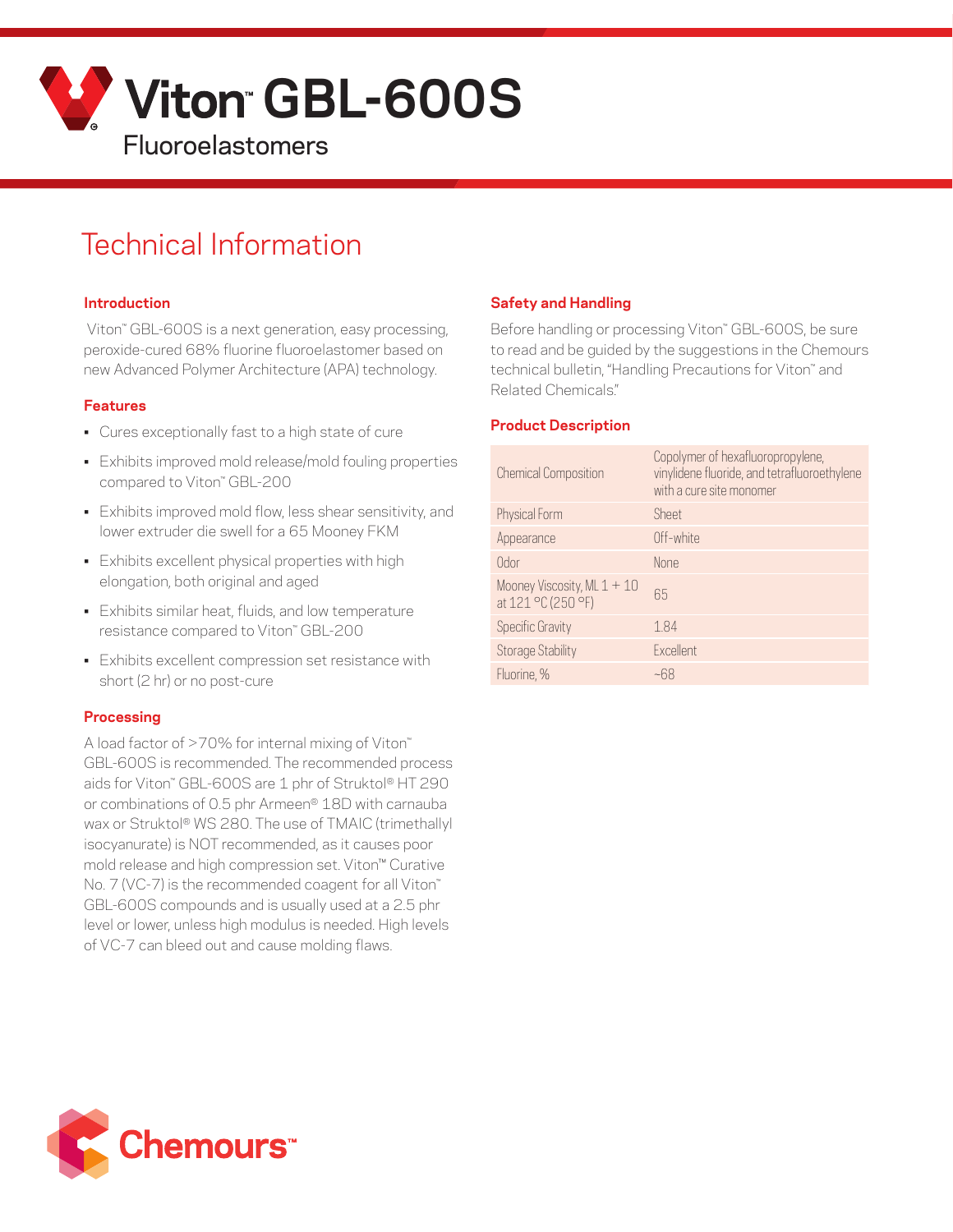# Viton™ GBL-600S

Fluoroelastomers

## Technical Information

### Introduction

Viton™ GBL-600S is a next generation, easy processing, peroxide-cured 68% fluorine fluoroelastomer based on new Advanced Polymer Architecture (APA) technology.

### Features

- Cures exceptionally fast to a high state of cure
- Exhibits improved mold release/mold fouling properties compared to Viton™ GBL-200
- Exhibits improved mold flow, less shear sensitivity, and lower extruder die swell for a 65 Mooney FKM
- Exhibits excellent physical properties with high elongation, both original and aged
- Exhibits similar heat, fluids, and low temperature resistance compared to Viton™ GBL-200
- Exhibits excellent compression set resistance with short (2 hr) or no post-cure

### Processing

A load factor of >70% for internal mixing of Viton™ GBL-600S is recommended. The recommended process aids for Viton™ GBL-600S are 1 phr of Struktol® HT 290 or combinations of 0.5 phr Armeen® 18D with carnauba wax or Struktol® WS 280. The use of TMAIC (trimethallyl isocyanurate) is NOT recommended, as it causes poor mold release and high compression set. Viton™ Curative No. 7 (VC-7) is the recommended coagent for all Viton™ GBL-600S compounds and is usually used at a 2.5 phr level or lower, unless high modulus is needed. High levels of VC-7 can bleed out and cause molding flaws.

### Safety and Handling

Before handling or processing Viton™ GBL-600S, be sure to read and be guided by the suggestions in the Chemours technical bulletin, "Handling Precautions for Viton™ and Related Chemicals."

### Product Description

| Property | Value |
|---|---|
| Chemical Composition | Copolymer of hexafluoropropylene, vinylidene fluoride, and tetrafluoroethylene with a cure site monomer |
| Physical Form | Sheet |
| Appearance | Off-white |
| Odor | None |
| Mooney Viscosity, ML 1 + 10 at 121 °C (250 °F) | 65 |
| Specific Gravity | 1.84 |
| Storage Stability | Excellent |
| Fluorine, % | ~68 |

Chemours™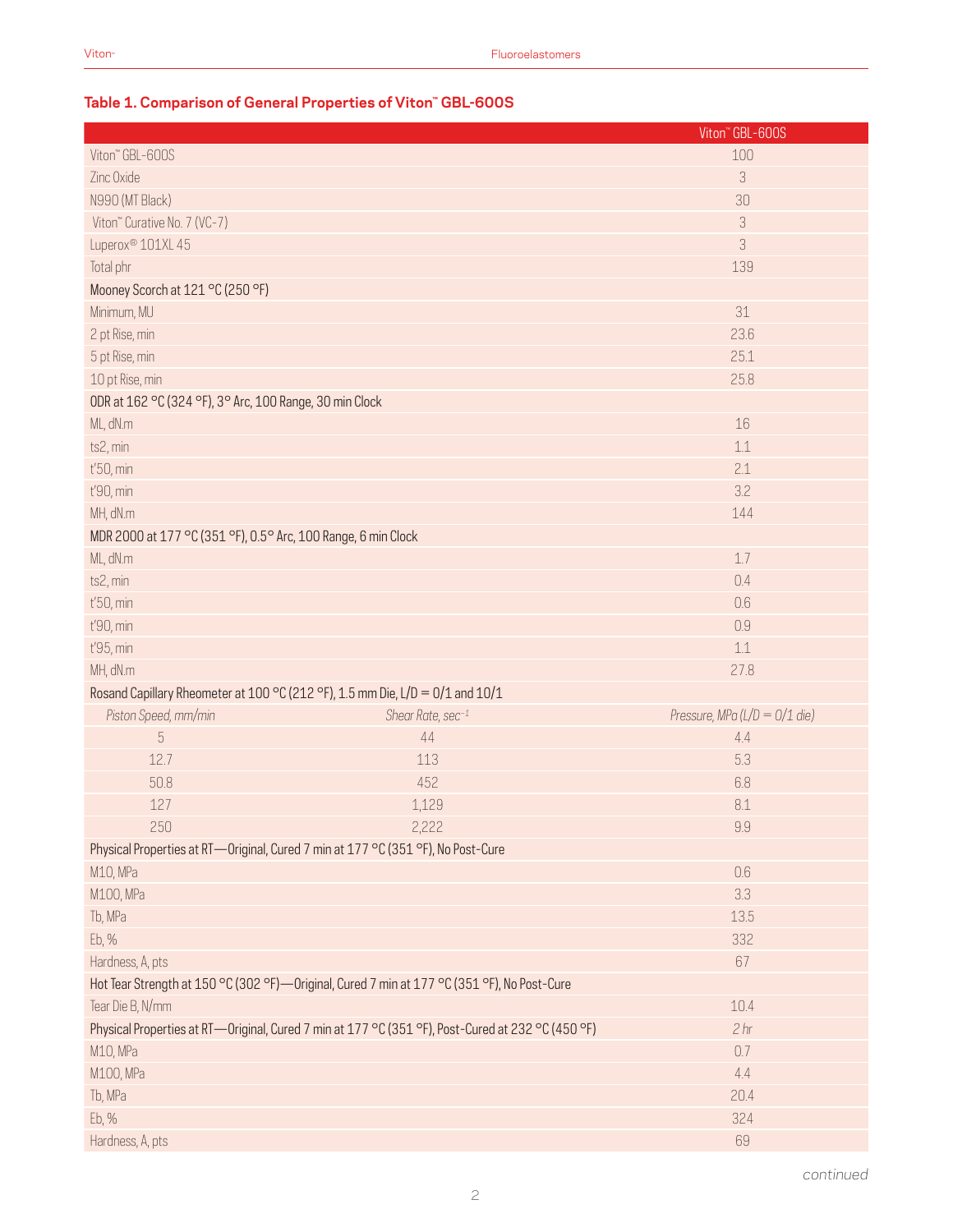### Table 1. Comparison of General Properties of Viton™ GBL-600S

| | | Viton™ GBL-600S |
|---|---|---|
| Viton™ GBL-600S | | 100 |
| Zinc Oxide | | 3 |
| N990 (MT Black) | | 30 |
| Viton™ Curative No. 7 (VC-7) | | 3 |
| Luperox® 101XL 45 | | 3 |
| Total phr | | 139 |
| Mooney Scorch at 121 °C (250 °F) | | |
| Minimum, MU | | 31 |
| 2 pt Rise, min | | 23.6 |
| 5 pt Rise, min | | 25.1 |
| 10 pt Rise, min | | 25.8 |
| ODR at 162 °C (324 °F), 3° Arc, 100 Range, 30 min Clock | | |
| ML, dN.m | | 16 |
| ts2, min | | 1.1 |
| t'50, min | | 2.1 |
| t'90, min | | 3.2 |
| MH, dN.m | | 144 |
| MDR 2000 at 177 °C (351 °F), 0.5° Arc, 100 Range, 6 min Clock | | |
| ML, dN.m | | 1.7 |
| ts2, min | | 0.4 |
| t'50, min | | 0.6 |
| t'90, min | | 0.9 |
| t'95, min | | 1.1 |
| MH, dN.m | | 27.8 |
| Rosand Capillary Rheometer at 100 °C (212 °F), 1.5 mm Die, L/D = 0/1 and 10/1 | | |
| *Piston Speed, mm/min* | *Shear Rate, $sec^{-1}$* | *Pressure, MPa (L/D = 0/1 die)* |
| 5 | 44 | 4.4 |
| 12.7 | 113 | 5.3 |
| 50.8 | 452 | 6.8 |
| 127 | 1,129 | 8.1 |
| 250 | 2,222 | 9.9 |
| Physical Properties at RT—Original, Cured 7 min at 177 °C (351 °F), No Post-Cure | | |
| M10, MPa | | 0.6 |
| M100, MPa | | 3.3 |
| Tb, MPa | | 13.5 |
| Eb, % | | 332 |
| Hardness, A, pts | | 67 |
| Hot Tear Strength at 150 °C (302 °F)—Original, Cured 7 min at 177 °C (351 °F), No Post-Cure | | |
| Tear Die B, N/mm | | 10.4 |
| Physical Properties at RT—Original, Cured 7 min at 177 °C (351 °F), Post-Cured at 232 °C (450 °F) | | *2 hr* |
| M10, MPa | | 0.7 |
| M100, MPa | | 4.4 |
| Tb, MPa | | 20.4 |
| Eb, % | | 324 |
| Hardness, A, pts | | 69 |

*continued*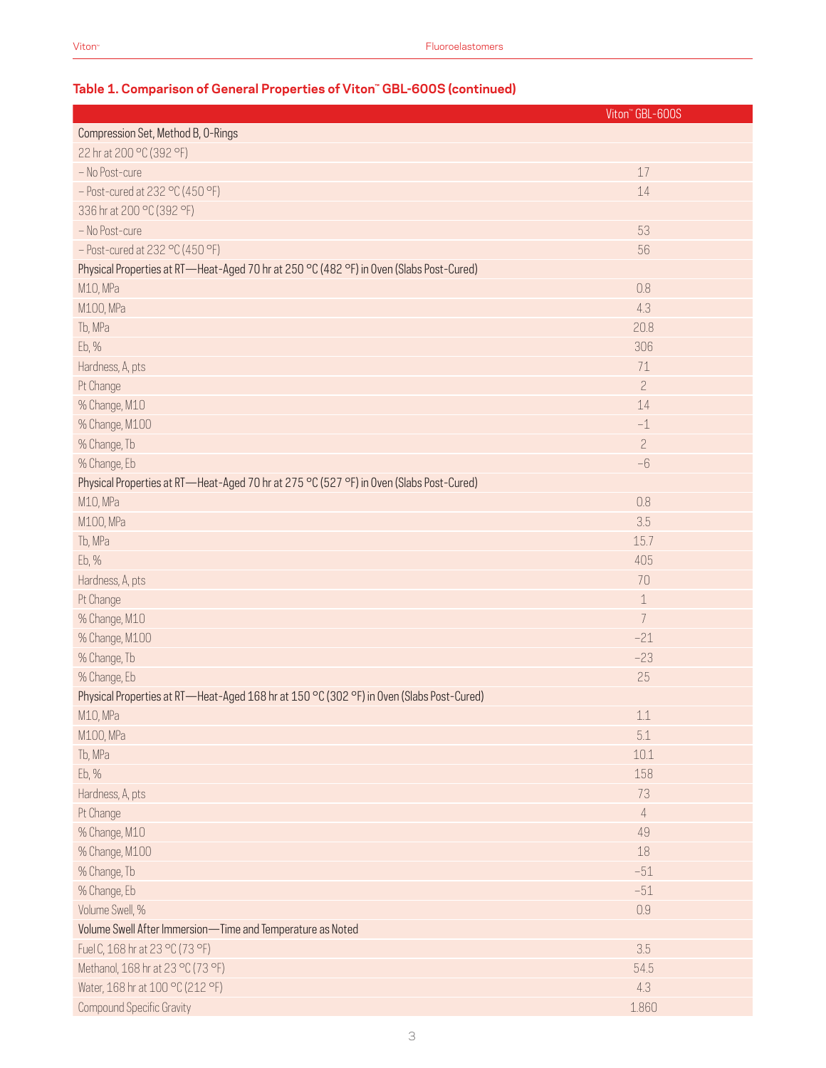**Table 1. Comparison of General Properties of Viton™ GBL-600S (continued)**

| | Viton™ GBL-600S |
|---|---|
| Compression Set, Method B, O-Rings | |
| 22 hr at 200 °C (392 °F) | |
| – No Post-cure | 17 |
| – Post-cured at 232 °C (450 °F) | 14 |
| 336 hr at 200 °C (392 °F) | |
| – No Post-cure | 53 |
| – Post-cured at 232 °C (450 °F) | 56 |
| Physical Properties at RT—Heat-Aged 70 hr at 250 °C (482 °F) in Oven (Slabs Post-Cured) | |
| M10, MPa | 0.8 |
| M100, MPa | 4.3 |
| Tb, MPa | 20.8 |
| Eb, % | 306 |
| Hardness, A, pts | 71 |
| Pt Change | 2 |
| % Change, M10 | 14 |
| % Change, M100 | −1 |
| % Change, Tb | 2 |
| % Change, Eb | −6 |
| Physical Properties at RT—Heat-Aged 70 hr at 275 °C (527 °F) in Oven (Slabs Post-Cured) | |
| M10, MPa | 0.8 |
| M100, MPa | 3.5 |
| Tb, MPa | 15.7 |
| Eb, % | 405 |
| Hardness, A, pts | 70 |
| Pt Change | 1 |
| % Change, M10 | 7 |
| % Change, M100 | −21 |
| % Change, Tb | −23 |
| % Change, Eb | 25 |
| Physical Properties at RT—Heat-Aged 168 hr at 150 °C (302 °F) in Oven (Slabs Post-Cured) | |
| M10, MPa | 1.1 |
| M100, MPa | 5.1 |
| Tb, MPa | 10.1 |
| Eb, % | 158 |
| Hardness, A, pts | 73 |
| Pt Change | 4 |
| % Change, M10 | 49 |
| % Change, M100 | 18 |
| % Change, Tb | −51 |
| % Change, Eb | −51 |
| Volume Swell, % | 0.9 |
| Volume Swell After Immersion—Time and Temperature as Noted | |
| Fuel C, 168 hr at 23 °C (73 °F) | 3.5 |
| Methanol, 168 hr at 23 °C (73 °F) | 54.5 |
| Water, 168 hr at 100 °C (212 °F) | 4.3 |
| Compound Specific Gravity | 1.860 |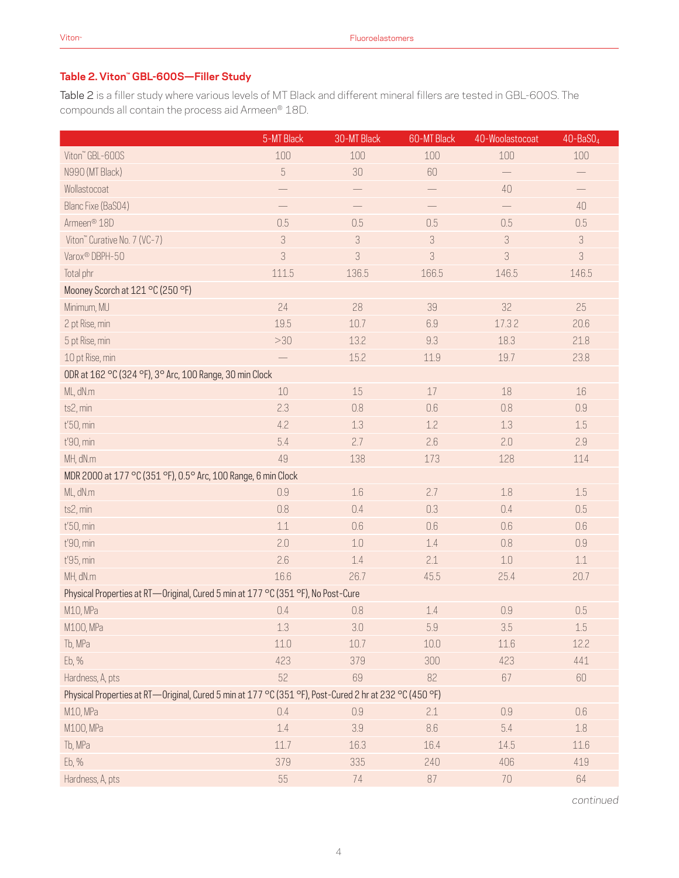### Table 2. Viton™ GBL-600S—Filler Study

Table 2 is a filler study where various levels of MT Black and different mineral fillers are tested in GBL-600S. The compounds all contain the process aid Armeen® 18D.

| | 5-MT Black | 30-MT Black | 60-MT Black | 40-Woolastocoat | 40-$BaSO_4$ |
|---|---|---|---|---|---|
| Viton™ GBL-600S | 100 | 100 | 100 | 100 | 100 |
| N990 (MT Black) | 5 | 30 | 60 | — | — |
| Wollastocoat | — | — | — | 40 | — |
| Blanc Fixe (BaSO4) | — | — | — | — | 40 |
| Armeen® 18D | 0.5 | 0.5 | 0.5 | 0.5 | 0.5 |
| Viton™ Curative No. 7 (VC-7) | 3 | 3 | 3 | 3 | 3 |
| Varox® DBPH-50 | 3 | 3 | 3 | 3 | 3 |
| Total phr | 111.5 | 136.5 | 166.5 | 146.5 | 146.5 |
| Mooney Scorch at 121 °C (250 °F) | | | | | |
| Minimum, MU | 24 | 28 | 39 | 32 | 25 |
| 2 pt Rise, min | 19.5 | 10.7 | 6.9 | 17.3 2 | 20.6 |
| 5 pt Rise, min | >30 | 13.2 | 9.3 | 18.3 | 21.8 |
| 10 pt Rise, min | — | 15.2 | 11.9 | 19.7 | 23.8 |
| ODR at 162 °C (324 °F), 3° Arc, 100 Range, 30 min Clock | | | | | |
| ML, dN.m | 10 | 15 | 17 | 18 | 16 |
| ts2, min | 2.3 | 0.8 | 0.6 | 0.8 | 0.9 |
| t'50, min | 4.2 | 1.3 | 1.2 | 1.3 | 1.5 |
| t'90, min | 5.4 | 2.7 | 2.6 | 2.0 | 2.9 |
| MH, dN.m | 49 | 138 | 173 | 128 | 114 |
| MDR 2000 at 177 °C (351 °F), 0.5° Arc, 100 Range, 6 min Clock | | | | | |
| ML, dN.m | 0.9 | 1.6 | 2.7 | 1.8 | 1.5 |
| ts2, min | 0.8 | 0.4 | 0.3 | 0.4 | 0.5 |
| t'50, min | 1.1 | 0.6 | 0.6 | 0.6 | 0.6 |
| t'90, min | 2.0 | 1.0 | 1.4 | 0.8 | 0.9 |
| t'95, min | 2.6 | 1.4 | 2.1 | 1.0 | 1.1 |
| MH, dN.m | 16.6 | 26.7 | 45.5 | 25.4 | 20.7 |
| Physical Properties at RT—Original, Cured 5 min at 177 °C (351 °F), No Post-Cure | | | | | |
| M10, MPa | 0.4 | 0.8 | 1.4 | 0.9 | 0.5 |
| M100, MPa | 1.3 | 3.0 | 5.9 | 3.5 | 1.5 |
| Tb, MPa | 11.0 | 10.7 | 10.0 | 11.6 | 12.2 |
| Eb, % | 423 | 379 | 300 | 423 | 441 |
| Hardness, A, pts | 52 | 69 | 82 | 67 | 60 |
| Physical Properties at RT—Original, Cured 5 min at 177 °C (351 °F), Post-Cured 2 hr at 232 °C (450 °F) | | | | | |
| M10, MPa | 0.4 | 0.9 | 2.1 | 0.9 | 0.6 |
| M100, MPa | 1.4 | 3.9 | 8.6 | 5.4 | 1.8 |
| Tb, MPa | 11.7 | 16.3 | 16.4 | 14.5 | 11.6 |
| Eb, % | 379 | 335 | 240 | 406 | 419 |
| Hardness, A, pts | 55 | 74 | 87 | 70 | 64 |

*continued*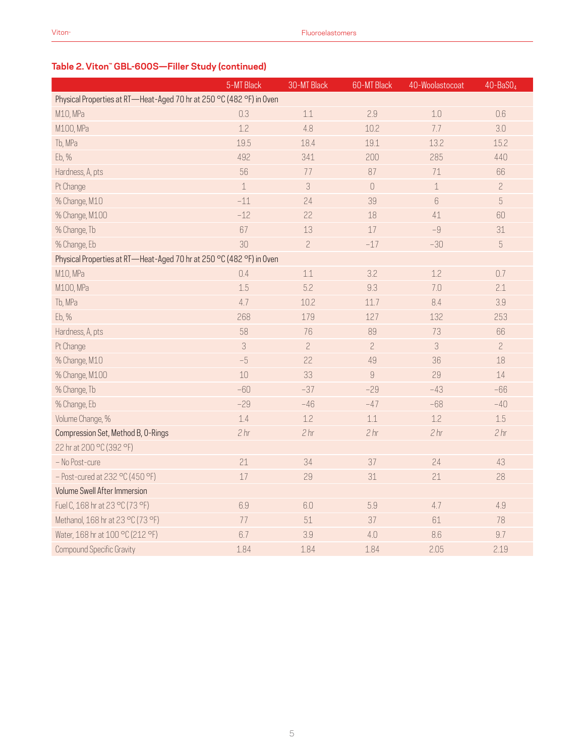## Table 2. Viton™ GBL-600S—Filler Study (continued)

| | 5-MT Black | 30-MT Black | 60-MT Black | 40-Woolastocoat | 40-$BaSO_4$ |
|---|---|---|---|---|---|
| Physical Properties at RT—Heat-Aged 70 hr at 250 °C (482 °F) in Oven | | | | | |
| M10, MPa | 0.3 | 1.1 | 2.9 | 1.0 | 0.6 |
| M100, MPa | 1.2 | 4.8 | 10.2 | 7.7 | 3.0 |
| Tb, MPa | 19.5 | 18.4 | 19.1 | 13.2 | 15.2 |
| Eb, % | 492 | 341 | 200 | 285 | 440 |
| Hardness, A, pts | 56 | 77 | 87 | 71 | 66 |
| Pt Change | 1 | 3 | 0 | 1 | 2 |
| % Change, M10 | −11 | 24 | 39 | 6 | 5 |
| % Change, M100 | −12 | 22 | 18 | 41 | 60 |
| % Change, Tb | 67 | 13 | 17 | −9 | 31 |
| % Change, Eb | 30 | 2 | −17 | −30 | 5 |
| Physical Properties at RT—Heat-Aged 70 hr at 250 °C (482 °F) in Oven | | | | | |
| M10, MPa | 0.4 | 1.1 | 3.2 | 1.2 | 0.7 |
| M100, MPa | 1.5 | 5.2 | 9.3 | 7.0 | 2.1 |
| Tb, MPa | 4.7 | 10.2 | 11.7 | 8.4 | 3.9 |
| Eb, % | 268 | 179 | 127 | 132 | 253 |
| Hardness, A, pts | 58 | 76 | 89 | 73 | 66 |
| Pt Change | 3 | 2 | 2 | 3 | 2 |
| % Change, M10 | −5 | 22 | 49 | 36 | 18 |
| % Change, M100 | 10 | 33 | 9 | 29 | 14 |
| % Change, Tb | −60 | −37 | −29 | −43 | −66 |
| % Change, Eb | −29 | −46 | −47 | −68 | −40 |
| Volume Change, % | 1.4 | 1.2 | 1.1 | 1.2 | 1.5 |
| Compression Set, Method B, O-Rings | *2 hr* | *2 hr* | *2 hr* | *2 hr* | *2 hr* |
| 22 hr at 200 °C (392 °F) | | | | | |
| – No Post-cure | 21 | 34 | 37 | 24 | 43 |
| – Post-cured at 232 °C (450 °F) | 17 | 29 | 31 | 21 | 28 |
| Volume Swell After Immersion | | | | | |
| Fuel C, 168 hr at 23 °C (73 °F) | 6.9 | 6.0 | 5.9 | 4.7 | 4.9 |
| Methanol, 168 hr at 23 °C (73 °F) | 77 | 51 | 37 | 61 | 78 |
| Water, 168 hr at 100 °C (212 °F) | 6.7 | 3.9 | 4.0 | 8.6 | 9.7 |
| Compound Specific Gravity | 1.84 | 1.84 | 1.84 | 2.05 | 2.19 |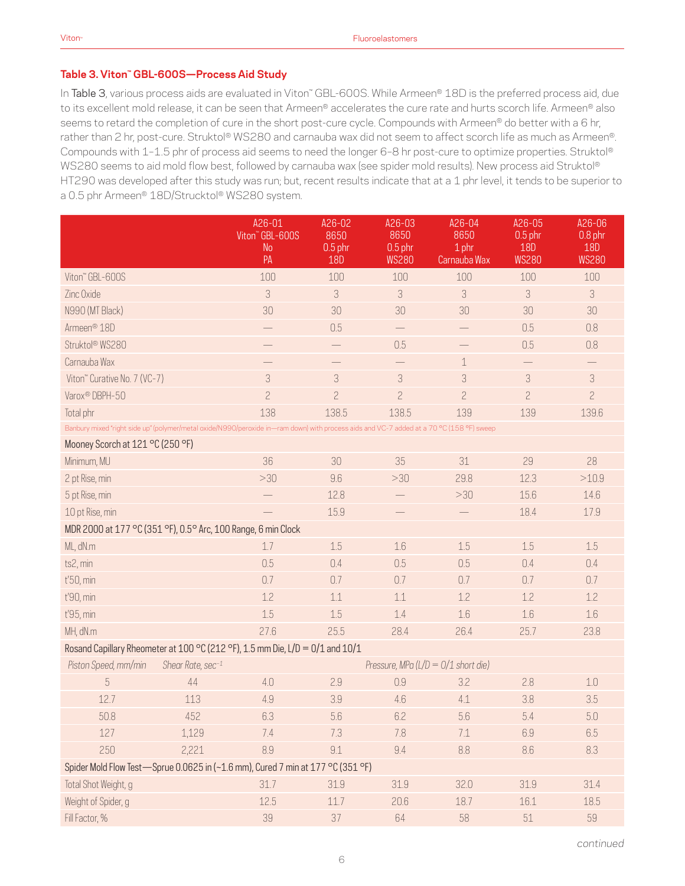### Table 3. Viton™ GBL-600S—Process Aid Study

In Table 3, various process aids are evaluated in Viton™ GBL-600S. While Armeen® 18D is the preferred process aid, due to its excellent mold release, it can be seen that Armeen® accelerates the cure rate and hurts scorch life. Armeen® also seems to retard the completion of cure in the short post-cure cycle. Compounds with Armeen® do better with a 6 hr, rather than 2 hr, post-cure. Struktol® WS280 and carnauba wax did not seem to affect scorch life as much as Armeen®. Compounds with 1–1.5 phr of process aid seems to need the longer 6–8 hr post-cure to optimize properties. Struktol® WS280 seems to aid mold flow best, followed by carnauba wax (see spider mold results). New process aid Struktol® HT290 was developed after this study was run; but, recent results indicate that at a 1 phr level, it tends to be superior to a 0.5 phr Armeen® 18D/Strucktol® WS280 system.

| | | A26-01 Viton™ GBL-600S No PA | A26-02 8650 0.5 phr 18D | A26-03 8650 0.5 phr WS280 | A26-04 8650 1 phr Carnauba Wax | A26-05 0.5 phr 18D WS280 | A26-06 0.8 phr 18D WS280 |
|---|---|---|---|---|---|---|---|
| Viton™ GBL-600S | | 100 | 100 | 100 | 100 | 100 | 100 |
| Zinc Oxide | | 3 | 3 | 3 | 3 | 3 | 3 |
| N990 (MT Black) | | 30 | 30 | 30 | 30 | 30 | 30 |
| Armeen® 18D | | — | 0.5 | — | — | 0.5 | 0.8 |
| Struktol® WS280 | | — | — | 0.5 | — | 0.5 | 0.8 |
| Carnauba Wax | | — | — | — | 1 | — | — |
| Viton™ Curative No. 7 (VC-7) | | 3 | 3 | 3 | 3 | 3 | 3 |
| Varox® DBPH-50 | | 2 | 2 | 2 | 2 | 2 | 2 |
| Total phr | | 138 | 138.5 | 138.5 | 139 | 139 | 139.6 |
| Banbury mixed "right side up" (polymer/metal oxide/N990/peroxide in—ram down) with process aids and VC-7 added at a 70 °C (158 °F) sweep | | | | | | | |
| **Mooney Scorch at 121 °C (250 °F)** | | | | | | | |
| Minimum, MU | | 36 | 30 | 35 | 31 | 29 | 28 |
| 2 pt Rise, min | | >30 | 9.6 | >30 | 29.8 | 12.3 | >10.9 |
| 5 pt Rise, min | | — | 12.8 | — | >30 | 15.6 | 14.6 |
| 10 pt Rise, min | | — | 15.9 | — | — | 18.4 | 17.9 |
| **MDR 2000 at 177 °C (351 °F), 0.5° Arc, 100 Range, 6 min Clock** | | | | | | | |
| ML, dN.m | | 1.7 | 1.5 | 1.6 | 1.5 | 1.5 | 1.5 |
| ts2, min | | 0.5 | 0.4 | 0.5 | 0.5 | 0.4 | 0.4 |
| t'50, min | | 0.7 | 0.7 | 0.7 | 0.7 | 0.7 | 0.7 |
| t'90, min | | 1.2 | 1.1 | 1.1 | 1.2 | 1.2 | 1.2 |
| t'95, min | | 1.5 | 1.5 | 1.4 | 1.6 | 1.6 | 1.6 |
| MH, dN.m | | 27.6 | 25.5 | 28.4 | 26.4 | 25.7 | 23.8 |
| **Rosand Capillary Rheometer at 100 °C (212 °F), 1.5 mm Die, L/D = 0/1 and 10/1** | | | | | | | |
| *Piston Speed, mm/min* | *Shear Rate, sec⁻¹* | *Pressure, MPa (L/D = 0/1 short die)* | | | | | |
| 5 | 44 | 4.0 | 2.9 | 0.9 | 3.2 | 2.8 | 1.0 |
| 12.7 | 113 | 4.9 | 3.9 | 4.6 | 4.1 | 3.8 | 3.5 |
| 50.8 | 452 | 6.3 | 5.6 | 6.2 | 5.6 | 5.4 | 5.0 |
| 127 | 1,129 | 7.4 | 7.3 | 7.8 | 7.1 | 6.9 | 6.5 |
| 250 | 2,221 | 8.9 | 9.1 | 9.4 | 8.8 | 8.6 | 8.3 |
| **Spider Mold Flow Test—Sprue 0.0625 in (~1.6 mm), Cured 7 min at 177 °C (351 °F)** | | | | | | | |
| Total Shot Weight, g | | 31.7 | 31.9 | 31.9 | 32.0 | 31.9 | 31.4 |
| Weight of Spider, g | | 12.5 | 11.7 | 20.6 | 18.7 | 16.1 | 18.5 |
| Fill Factor, % | | 39 | 37 | 64 | 58 | 51 | 59 |

*continued*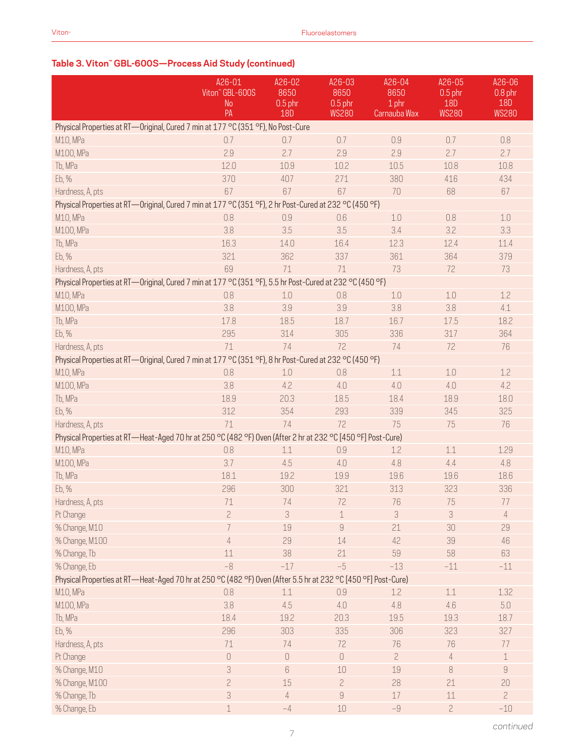### Table 3. Viton™ GBL-600S—Process Aid Study (continued)

| | A26-01 Viton™ GBL-600S No PA | A26-02 8650 0.5 phr 18D | A26-03 8650 0.5 phr WS280 | A26-04 8650 1 phr Carnauba Wax | A26-05 0.5 phr 18D WS280 | A26-06 0.8 phr 18D WS280 |
|---|---|---|---|---|---|---|
| **Physical Properties at RT—Original, Cured 7 min at 177 °C (351 °F), No Post-Cure** | | | | | | |
| M10, MPa | 0.7 | 0.7 | 0.7 | 0.9 | 0.7 | 0.8 |
| M100, MPa | 2.9 | 2.7 | 2.9 | 2.9 | 2.7 | 2.7 |
| Tb, MPa | 12.0 | 10.9 | 10.2 | 10.5 | 10.8 | 10.8 |
| Eb, % | 370 | 407 | 271 | 380 | 416 | 434 |
| Hardness, A, pts | 67 | 67 | 67 | 70 | 68 | 67 |
| **Physical Properties at RT—Original, Cured 7 min at 177 °C (351 °F), 2 hr Post-Cured at 232 °C (450 °F)** | | | | | | |
| M10, MPa | 0.8 | 0.9 | 0.6 | 1.0 | 0.8 | 1.0 |
| M100, MPa | 3.8 | 3.5 | 3.5 | 3.4 | 3.2 | 3.3 |
| Tb, MPa | 16.3 | 14.0 | 16.4 | 12.3 | 12.4 | 11.4 |
| Eb, % | 321 | 362 | 337 | 361 | 364 | 379 |
| Hardness, A, pts | 69 | 71 | 71 | 73 | 72 | 73 |
| **Physical Properties at RT—Original, Cured 7 min at 177 °C (351 °F), 5.5 hr Post-Cured at 232 °C (450 °F)** | | | | | | |
| M10, MPa | 0.8 | 1.0 | 0.8 | 1.0 | 1.0 | 1.2 |
| M100, MPa | 3.8 | 3.9 | 3.9 | 3.8 | 3.8 | 4.1 |
| Tb, MPa | 17.8 | 18.5 | 18.7 | 16.7 | 17.5 | 18.2 |
| Eb, % | 295 | 314 | 305 | 336 | 317 | 364 |
| Hardness, A, pts | 71 | 74 | 72 | 74 | 72 | 76 |
| **Physical Properties at RT—Original, Cured 7 min at 177 °C (351 °F), 8 hr Post-Cured at 232 °C (450 °F)** | | | | | | |
| M10, MPa | 0.8 | 1.0 | 0.8 | 1.1 | 1.0 | 1.2 |
| M100, MPa | 3.8 | 4.2 | 4.0 | 4.0 | 4.0 | 4.2 |
| Tb, MPa | 18.9 | 20.3 | 18.5 | 18.4 | 18.9 | 18.0 |
| Eb, % | 312 | 354 | 293 | 339 | 345 | 325 |
| Hardness, A, pts | 71 | 74 | 72 | 75 | 75 | 76 |
| **Physical Properties at RT—Heat-Aged 70 hr at 250 °C (482 °F) Oven (After 2 hr at 232 °C [450 °F] Post-Cure)** | | | | | | |
| M10, MPa | 0.8 | 1.1 | 0.9 | 1.2 | 1.1 | 1.29 |
| M100, MPa | 3.7 | 4.5 | 4.0 | 4.8 | 4.4 | 4.8 |
| Tb, MPa | 18.1 | 19.2 | 19.9 | 19.6 | 19.6 | 18.6 |
| Eb, % | 296 | 300 | 321 | 313 | 323 | 336 |
| Hardness, A, pts | 71 | 74 | 72 | 76 | 75 | 77 |
| Pt Change | 2 | 3 | 1 | 3 | 3 | 4 |
| % Change, M10 | 7 | 19 | 9 | 21 | 30 | 29 |
| % Change, M100 | 4 | 29 | 14 | 42 | 39 | 46 |
| % Change, Tb | 11 | 38 | 21 | 59 | 58 | 63 |
| % Change, Eb | −8 | −17 | −5 | −13 | −11 | −11 |
| **Physical Properties at RT—Heat-Aged 70 hr at 250 °C (482 °F) Oven (After 5.5 hr at 232 °C [450 °F] Post-Cure)** | | | | | | |
| M10, MPa | 0.8 | 1.1 | 0.9 | 1.2 | 1.1 | 1.32 |
| M100, MPa | 3.8 | 4.5 | 4.0 | 4.8 | 4.6 | 5.0 |
| Tb, MPa | 18.4 | 19.2 | 20.3 | 19.5 | 19.3 | 18.7 |
| Eb, % | 296 | 303 | 335 | 306 | 323 | 327 |
| Hardness, A, pts | 71 | 74 | 72 | 76 | 76 | 77 |
| Pt Change | 0 | 0 | 0 | 2 | 4 | 1 |
| % Change, M10 | 3 | 6 | 10 | 19 | 8 | 9 |
| % Change, M100 | 2 | 15 | 2 | 28 | 21 | 20 |
| % Change, Tb | 3 | 4 | 9 | 17 | 11 | 2 |
| % Change, Eb | 1 | −4 | 10 | −9 | 2 | −10 |

*continued*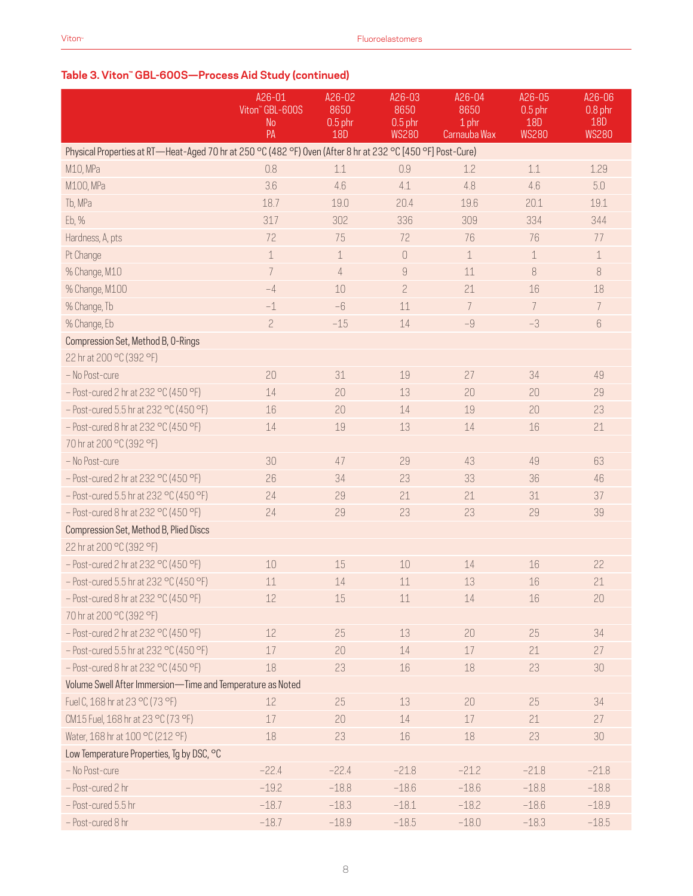### Table 3. Viton™ GBL-600S—Process Aid Study (continued)

| | A26-01 Viton™ GBL-600S No PA | A26-02 8650 0.5 phr 18D | A26-03 8650 0.5 phr WS280 | A26-04 8650 1 phr Carnauba Wax | A26-05 0.5 phr 18D WS280 | A26-06 0.8 phr 18D WS280 |
|---|---|---|---|---|---|---|
| Physical Properties at RT—Heat-Aged 70 hr at 250 °C (482 °F) Oven (After 8 hr at 232 °C [450 °F] Post-Cure) | | | | | | |
| M10, MPa | 0.8 | 1.1 | 0.9 | 1.2 | 1.1 | 1.29 |
| M100, MPa | 3.6 | 4.6 | 4.1 | 4.8 | 4.6 | 5.0 |
| Tb, MPa | 18.7 | 19.0 | 20.4 | 19.6 | 20.1 | 19.1 |
| Eb, % | 317 | 302 | 336 | 309 | 334 | 344 |
| Hardness, A, pts | 72 | 75 | 72 | 76 | 76 | 77 |
| Pt Change | 1 | 1 | 0 | 1 | 1 | 1 |
| % Change, M10 | 7 | 4 | 9 | 11 | 8 | 8 |
| % Change, M100 | −4 | 10 | 2 | 21 | 16 | 18 |
| % Change, Tb | −1 | −6 | 11 | 7 | 7 | 7 |
| % Change, Eb | 2 | −15 | 14 | −9 | −3 | 6 |
| Compression Set, Method B, O-Rings | | | | | | |
| 22 hr at 200 °C (392 °F) | | | | | | |
| – No Post-cure | 20 | 31 | 19 | 27 | 34 | 49 |
| – Post-cured 2 hr at 232 °C (450 °F) | 14 | 20 | 13 | 20 | 20 | 29 |
| – Post-cured 5.5 hr at 232 °C (450 °F) | 16 | 20 | 14 | 19 | 20 | 23 |
| – Post-cured 8 hr at 232 °C (450 °F) | 14 | 19 | 13 | 14 | 16 | 21 |
| 70 hr at 200 °C (392 °F) | | | | | | |
| – No Post-cure | 30 | 47 | 29 | 43 | 49 | 63 |
| – Post-cured 2 hr at 232 °C (450 °F) | 26 | 34 | 23 | 33 | 36 | 46 |
| – Post-cured 5.5 hr at 232 °C (450 °F) | 24 | 29 | 21 | 21 | 31 | 37 |
| – Post-cured 8 hr at 232 °C (450 °F) | 24 | 29 | 23 | 23 | 29 | 39 |
| Compression Set, Method B, Plied Discs | | | | | | |
| 22 hr at 200 °C (392 °F) | | | | | | |
| – Post-cured 2 hr at 232 °C (450 °F) | 10 | 15 | 10 | 14 | 16 | 22 |
| – Post-cured 5.5 hr at 232 °C (450 °F) | 11 | 14 | 11 | 13 | 16 | 21 |
| – Post-cured 8 hr at 232 °C (450 °F) | 12 | 15 | 11 | 14 | 16 | 20 |
| 70 hr at 200 °C (392 °F) | | | | | | |
| – Post-cured 2 hr at 232 °C (450 °F) | 12 | 25 | 13 | 20 | 25 | 34 |
| – Post-cured 5.5 hr at 232 °C (450 °F) | 17 | 20 | 14 | 17 | 21 | 27 |
| – Post-cured 8 hr at 232 °C (450 °F) | 18 | 23 | 16 | 18 | 23 | 30 |
| Volume Swell After Immersion—Time and Temperature as Noted | | | | | | |
| Fuel C, 168 hr at 23 °C (73 °F) | 12 | 25 | 13 | 20 | 25 | 34 |
| CM15 Fuel, 168 hr at 23 °C (73 °F) | 17 | 20 | 14 | 17 | 21 | 27 |
| Water, 168 hr at 100 °C (212 °F) | 18 | 23 | 16 | 18 | 23 | 30 |
| Low Temperature Properties, Tg by DSC, °C | | | | | | |
| – No Post-cure | −22.4 | −22.4 | −21.8 | −21.2 | −21.8 | −21.8 |
| – Post-cured 2 hr | −19.2 | −18.8 | −18.6 | −18.6 | −18.8 | −18.8 |
| – Post-cured 5.5 hr | −18.7 | −18.3 | −18.1 | −18.2 | −18.6 | −18.9 |
| – Post-cured 8 hr | −18.7 | −18.9 | −18.5 | −18.0 | −18.3 | −18.5 |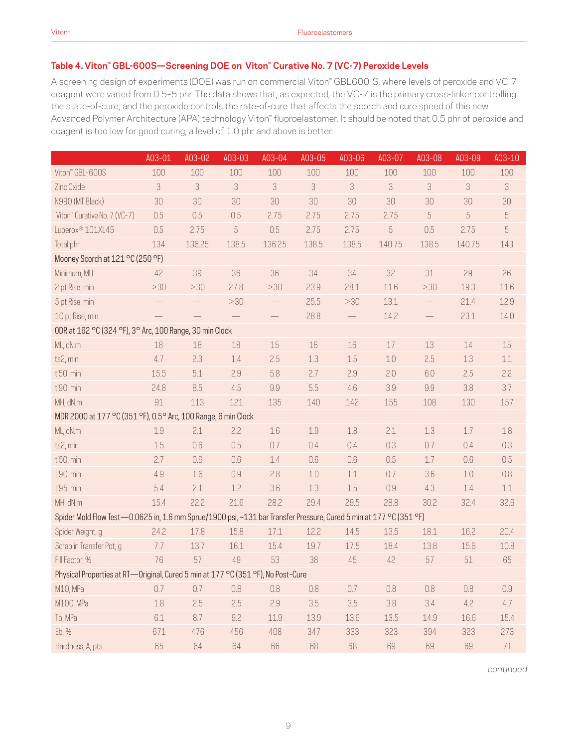### Table 4. Viton™ GBL-600S—Screening DOE on Viton™ Curative No. 7 (VC-7) Peroxide Levels

A screening design of experiments (DOE) was run on commercial Viton™ GBL600-S, where levels of peroxide and VC-7 coagent were varied from 0.5–5 phr. The data shows that, as expected, the VC-7 is the primary cross-linker controlling the state-of-cure, and the peroxide controls the rate-of-cure that affects the scorch and cure speed of this new Advanced Polymer Architecture (APA) technology Viton™ fluoroelastomer. It should be noted that 0.5 phr of peroxide and coagent is too low for good curing; a level of 1.0 phr and above is better.

| | A03-01 | A03-02 | A03-03 | A03-04 | A03-05 | A03-06 | A03-07 | A03-08 | A03-09 | A03-10 |
|---|---|---|---|---|---|---|---|---|---|---|
| Viton™ GBL-600S | 100 | 100 | 100 | 100 | 100 | 100 | 100 | 100 | 100 | 100 |
| Zinc Oxide | 3 | 3 | 3 | 3 | 3 | 3 | 3 | 3 | 3 | 3 |
| N990 (MT Black) | 30 | 30 | 30 | 30 | 30 | 30 | 30 | 30 | 30 | 30 |
| Viton™ Curative No. 7 (VC-7) | 0.5 | 0.5 | 0.5 | 2.75 | 2.75 | 2.75 | 2.75 | 5 | 5 | 5 |
| Luperox® 101XL45 | 0.5 | 2.75 | 5 | 0.5 | 2.75 | 2.75 | 5 | 0.5 | 2.75 | 5 |
| Total phr | 134 | 136.25 | 138.5 | 136.25 | 138.5 | 138.5 | 140.75 | 138.5 | 140.75 | 143 |
| **Mooney Scorch at 121 °C (250 °F)** | | | | | | | | | | |
| Minimum, MU | 42 | 39 | 36 | 36 | 34 | 34 | 32 | 31 | 29 | 26 |
| 2 pt Rise, min | >30 | >30 | 27.8 | >30 | 23.9 | 28.1 | 11.6 | >30 | 19.3 | 11.6 |
| 5 pt Rise, min | — | — | >30 | — | 25.5 | >30 | 13.1 | — | 21.4 | 12.9 |
| 10 pt Rise, min | — | — | — | — | 28.8 | — | 14.2 | — | 23.1 | 14.0 |
| **ODR at 162 °C (324 °F), 3° Arc, 100 Range, 30 min Clock** | | | | | | | | | | |
| ML, dN.m | 18 | 18 | 18 | 15 | 16 | 16 | 17 | 13 | 14 | 15 |
| ts2, min | 4.7 | 2.3 | 1.4 | 2.5 | 1.3 | 1.5 | 1.0 | 2.5 | 1.3 | 1.1 |
| t'50, min | 15.5 | 5.1 | 2.9 | 5.8 | 2.7 | 2.9 | 2.0 | 6.0 | 2.5 | 2.2 |
| t'90, min | 24.8 | 8.5 | 4.5 | 9.9 | 5.5 | 4.6 | 3.9 | 9.9 | 3.8 | 3.7 |
| MH, dN.m | 91 | 113 | 121 | 135 | 140 | 142 | 155 | 108 | 130 | 157 |
| **MDR 2000 at 177 °C (351 °F), 0.5° Arc, 100 Range, 6 min Clock** | | | | | | | | | | |
| ML, dN.m | 1.9 | 2.1 | 2.2 | 1.6 | 1.9 | 1.8 | 2.1 | 1.3 | 1.7 | 1.8 |
| ts2, min | 1.5 | 0.6 | 0.5 | 0.7 | 0.4 | 0.4 | 0.3 | 0.7 | 0.4 | 0.3 |
| t'50, min | 2.7 | 0.9 | 0.6 | 1.4 | 0.6 | 0.6 | 0.5 | 1.7 | 0.6 | 0.5 |
| t'90, min | 4.9 | 1.6 | 0.9 | 2.8 | 1.0 | 1.1 | 0.7 | 3.6 | 1.0 | 0.8 |
| t'95, min | 5.4 | 2.1 | 1.2 | 3.6 | 1.3 | 1.5 | 0.9 | 4.3 | 1.4 | 1.1 |
| MH, dN.m | 15.4 | 22.2 | 21.6 | 28.2 | 29.4 | 29.5 | 28.8 | 30.2 | 32.4 | 32.6 |
| **Spider Mold Flow Test—0.0625 in, 1.6 mm Sprue/1900 psi, ~131 bar Transfer Pressure, Cured 5 min at 177 °C (351 °F)** | | | | | | | | | | |
| Spider Weight, g | 24.2 | 17.8 | 15.8 | 17.1 | 12.2 | 14.5 | 13.5 | 18.1 | 16.2 | 20.4 |
| Scrap in Transfer Pot, g | 7.7 | 13.7 | 16.1 | 15.4 | 19.7 | 17.5 | 18.4 | 13.8 | 15.6 | 10.8 |
| Fill Factor, % | 76 | 57 | 49 | 53 | 38 | 45 | 42 | 57 | 51 | 65 |
| **Physical Properties at RT—Original, Cured 5 min at 177 °C (351 °F), No Post-Cure** | | | | | | | | | | |
| M10, MPa | 0.7 | 0.7 | 0.8 | 0.8 | 0.8 | 0.7 | 0.8 | 0.8 | 0.8 | 0.9 |
| M100, MPa | 1.8 | 2.5 | 2.5 | 2.9 | 3.5 | 3.5 | 3.8 | 3.4 | 4.2 | 4.7 |
| Tb, MPa | 6.1 | 8.7 | 9.2 | 11.9 | 13.9 | 13.6 | 13.5 | 14.9 | 16.6 | 15.4 |
| Eb, % | 671 | 476 | 456 | 408 | 347 | 333 | 323 | 394 | 323 | 273 |
| Hardness, A, pts | 65 | 64 | 64 | 66 | 68 | 68 | 69 | 69 | 69 | 71 |

*continued*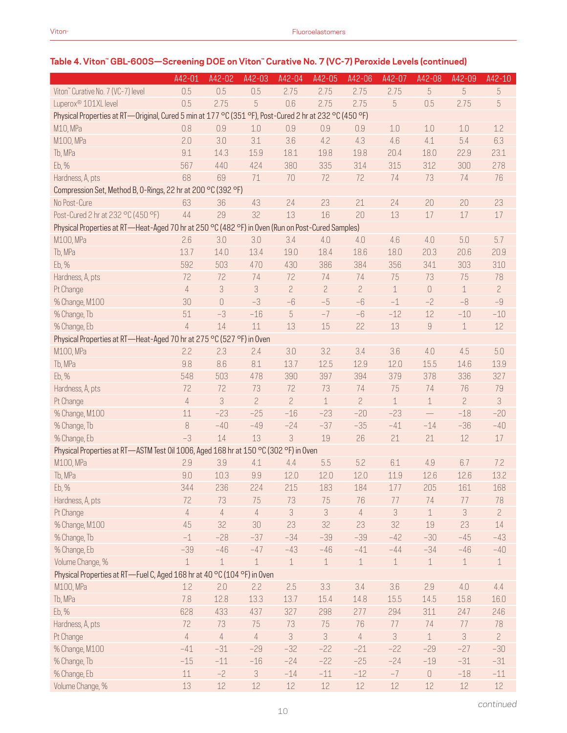## Table 4. Viton™ GBL-600S—Screening DOE on Viton™ Curative No. 7 (VC-7) Peroxide Levels (continued)

| | A42-01 | A42-02 | A42-03 | A42-04 | A42-05 | A42-06 | A42-07 | A42-08 | A42-09 | A42-10 |
|---|---|---|---|---|---|---|---|---|---|---|
| Viton™ Curative No. 7 (VC-7) level | 0.5 | 0.5 | 0.5 | 2.75 | 2.75 | 2.75 | 2.75 | 5 | 5 | 5 |
| Luperox® 101XL level | 0.5 | 2.75 | 5 | 0.6 | 2.75 | 2.75 | 5 | 0.5 | 2.75 | 5 |
| Physical Properties at RT—Original, Cured 5 min at 177 °C (351 °F), Post-Cured 2 hr at 232 °C (450 °F) | | | | | | | | | | |
| M10, MPa | 0.8 | 0.9 | 1.0 | 0.9 | 0.9 | 0.9 | 1.0 | 1.0 | 1.0 | 1.2 |
| M100, MPa | 2.0 | 3.0 | 3.1 | 3.6 | 4.2 | 4.3 | 4.6 | 4.1 | 5.4 | 6.3 |
| Tb, MPa | 9.1 | 14.3 | 15.9 | 18.1 | 19.8 | 19.8 | 20.4 | 18.0 | 22.9 | 23.1 |
| Eb, % | 567 | 440 | 424 | 380 | 335 | 314 | 315 | 312 | 300 | 278 |
| Hardness, A, pts | 68 | 69 | 71 | 70 | 72 | 72 | 74 | 73 | 74 | 76 |
| Compression Set, Method B, O-Rings, 22 hr at 200 °C (392 °F) | | | | | | | | | | |
| No Post-Cure | 63 | 36 | 43 | 24 | 23 | 21 | 24 | 20 | 20 | 23 |
| Post-Cured 2 hr at 232 °C (450 °F) | 44 | 29 | 32 | 13 | 16 | 20 | 13 | 17 | 17 | 17 |
| Physical Properties at RT—Heat-Aged 70 hr at 250 °C (482 °F) in Oven (Run on Post-Cured Samples) | | | | | | | | | | |
| M100, MPa | 2.6 | 3.0 | 3.0 | 3.4 | 4.0 | 4.0 | 4.6 | 4.0 | 5.0 | 5.7 |
| Tb, MPa | 13.7 | 14.0 | 13.4 | 19.0 | 18.4 | 18.6 | 18.0 | 20.3 | 20.6 | 20.9 |
| Eb, % | 592 | 503 | 470 | 430 | 386 | 384 | 356 | 341 | 303 | 310 |
| Hardness, A, pts | 72 | 72 | 74 | 72 | 74 | 74 | 75 | 73 | 75 | 78 |
| Pt Change | 4 | 3 | 3 | 2 | 2 | 2 | 1 | 0 | 1 | 2 |
| % Change, M100 | 30 | 0 | −3 | −6 | −5 | −6 | −1 | −2 | −8 | −9 |
| % Change, Tb | 51 | −3 | −16 | 5 | −7 | −6 | −12 | 12 | −10 | −10 |
| % Change, Eb | 4 | 14 | 11 | 13 | 15 | 22 | 13 | 9 | 1 | 12 |
| Physical Properties at RT—Heat-Aged 70 hr at 275 °C (527 °F) in Oven | | | | | | | | | | |
| M100, MPa | 2.2 | 2.3 | 2.4 | 3.0 | 3.2 | 3.4 | 3.6 | 4.0 | 4.5 | 5.0 |
| Tb, MPa | 9.8 | 8.6 | 8.1 | 13.7 | 12.5 | 12.9 | 12.0 | 15.5 | 14.6 | 13.9 |
| Eb, % | 548 | 503 | 478 | 390 | 397 | 394 | 379 | 378 | 336 | 327 |
| Hardness, A, pts | 72 | 72 | 73 | 72 | 73 | 74 | 75 | 74 | 76 | 79 |
| Pt Change | 4 | 3 | 2 | 2 | 1 | 2 | 1 | 1 | 2 | 3 |
| % Change, M100 | 11 | −23 | −25 | −16 | −23 | −20 | −23 | — | −18 | −20 |
| % Change, Tb | 8 | −40 | −49 | −24 | −37 | −35 | −41 | −14 | −36 | −40 |
| % Change, Eb | −3 | 14 | 13 | 3 | 19 | 26 | 21 | 21 | 12 | 17 |
| Physical Properties at RT—ASTM Test Oil 1006, Aged 168 hr at 150 °C (302 °F) in Oven | | | | | | | | | | |
| M100, MPa | 2.9 | 3.9 | 4.1 | 4.4 | 5.5 | 5.2 | 6.1 | 4.9 | 6.7 | 7.2 |
| Tb, MPa | 9.0 | 10.3 | 9.9 | 12.0 | 12.0 | 12.0 | 11.9 | 12.6 | 12.6 | 13.2 |
| Eb, % | 344 | 236 | 224 | 215 | 183 | 184 | 177 | 205 | 161 | 168 |
| Hardness, A, pts | 72 | 73 | 75 | 73 | 75 | 76 | 77 | 74 | 77 | 78 |
| Pt Change | 4 | 4 | 4 | 3 | 3 | 4 | 3 | 1 | 3 | 2 |
| % Change, M100 | 45 | 32 | 30 | 23 | 32 | 23 | 32 | 19 | 23 | 14 |
| % Change, Tb | −1 | −28 | −37 | −34 | −39 | −39 | −42 | −30 | −45 | −43 |
| % Change, Eb | −39 | −46 | −47 | −43 | −46 | −41 | −44 | −34 | −46 | −40 |
| Volume Change, % | 1 | 1 | 1 | 1 | 1 | 1 | 1 | 1 | 1 | 1 |
| Physical Properties at RT—Fuel C, Aged 168 hr at 40 °C (104 °F) in Oven | | | | | | | | | | |
| M100, MPa | 1.2 | 2.0 | 2.2 | 2.5 | 3.3 | 3.4 | 3.6 | 2.9 | 4.0 | 4.4 |
| Tb, MPa | 7.8 | 12.8 | 13.3 | 13.7 | 15.4 | 14.8 | 15.5 | 14.5 | 15.8 | 16.0 |
| Eb, % | 628 | 433 | 437 | 327 | 298 | 277 | 294 | 311 | 247 | 246 |
| Hardness, A, pts | 72 | 73 | 75 | 73 | 75 | 76 | 77 | 74 | 77 | 78 |
| Pt Change | 4 | 4 | 4 | 3 | 3 | 4 | 3 | 1 | 3 | 2 |
| % Change, M100 | −41 | −31 | −29 | −32 | −22 | −21 | −22 | −29 | −27 | −30 |
| % Change, Tb | −15 | −11 | −16 | −24 | −22 | −25 | −24 | −19 | −31 | −31 |
| % Change, Eb | 11 | −2 | 3 | −14 | −11 | −12 | −7 | 0 | −18 | −11 |
| Volume Change, % | 13 | 12 | 12 | 12 | 12 | 12 | 12 | 12 | 12 | 12 |

*continued*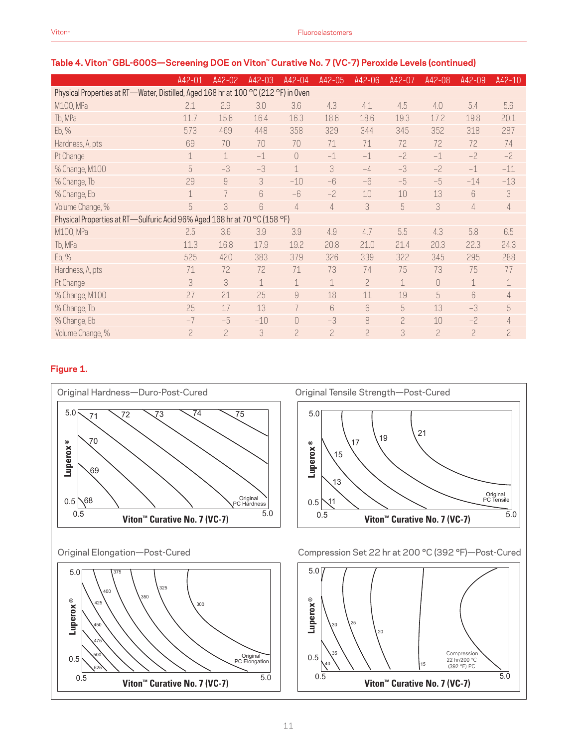## Table 4. Viton™ GBL-600S—Screening DOE on Viton™ Curative No. 7 (VC-7) Peroxide Levels (continued)

| | A42-01 | A42-02 | A42-03 | A42-04 | A42-05 | A42-06 | A42-07 | A42-08 | A42-09 | A42-10 |
|---|---|---|---|---|---|---|---|---|---|---|
| Physical Properties at RT—Water, Distilled, Aged 168 hr at 100 °C (212 °F) in Oven | | | | | | | | | | |
| M100, MPa | 2.1 | 2.9 | 3.0 | 3.6 | 4.3 | 4.1 | 4.5 | 4.0 | 5.4 | 5.6 |
| Tb, MPa | 11.7 | 15.6 | 16.4 | 16.3 | 18.6 | 18.6 | 19.3 | 17.2 | 19.8 | 20.1 |
| Eb, % | 573 | 469 | 448 | 358 | 329 | 344 | 345 | 352 | 318 | 287 |
| Hardness, A, pts | 69 | 70 | 70 | 70 | 71 | 71 | 72 | 72 | 72 | 74 |
| Pt Change | 1 | 1 | −1 | 0 | −1 | −1 | −2 | −1 | −2 | −2 |
| % Change, M100 | 5 | −3 | −3 | 1 | 3 | −4 | −3 | −2 | −1 | −11 |
| % Change, Tb | 29 | 9 | 3 | −10 | −6 | −6 | −5 | −5 | −14 | −13 |
| % Change, Eb | 1 | 7 | 6 | −6 | −2 | 10 | 10 | 13 | 6 | 3 |
| Volume Change, % | 5 | 3 | 6 | 4 | 4 | 3 | 5 | 3 | 4 | 4 |
| Physical Properties at RT—Sulfuric Acid 96% Aged 168 hr at 70 °C (158 °F) | | | | | | | | | | |
| M100, MPa | 2.5 | 3.6 | 3.9 | 3.9 | 4.9 | 4.7 | 5.5 | 4.3 | 5.8 | 6.5 |
| Tb, MPa | 11.3 | 16.8 | 17.9 | 19.2 | 20.8 | 21.0 | 21.4 | 20.3 | 22.3 | 24.3 |
| Eb, % | 525 | 420 | 383 | 379 | 326 | 339 | 322 | 345 | 295 | 288 |
| Hardness, A, pts | 71 | 72 | 72 | 71 | 73 | 74 | 75 | 73 | 75 | 77 |
| Pt Change | 3 | 3 | 1 | 1 | 1 | 2 | 1 | 0 | 1 | 1 |
| % Change, M100 | 27 | 21 | 25 | 9 | 18 | 11 | 19 | 5 | 6 | 4 |
| % Change, Tb | 25 | 17 | 13 | 7 | 6 | 6 | 5 | 13 | −3 | 5 |
| % Change, Eb | −7 | −5 | −10 | 0 | −3 | 8 | 2 | 10 | −2 | 4 |
| Volume Change, % | 2 | 2 | 3 | 2 | 2 | 2 | 3 | 2 | 2 | 2 |

**Figure 1.**

Original Hardness—Duro-Post-Cured

Original Tensile Strength—Post-Cured

Original Elongation—Post-Cured

Compression Set 22 hr at 200 °C (392 °F)—Post-Cured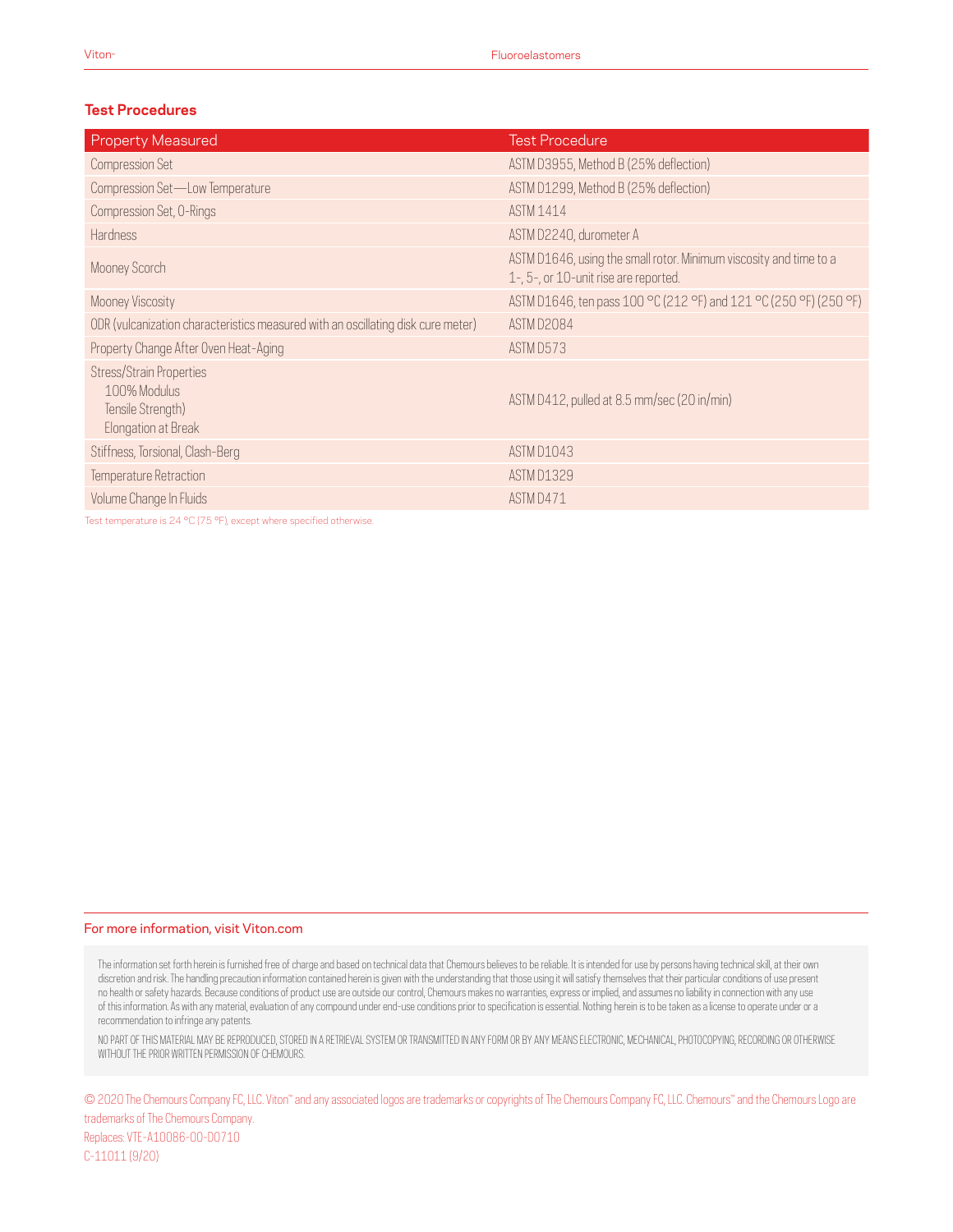## Test Procedures

| Property Measured | Test Procedure |
|---|---|
| Compression Set | ASTM D3955, Method B (25% deflection) |
| Compression Set—Low Temperature | ASTM D1299, Method B (25% deflection) |
| Compression Set, O-Rings | ASTM 1414 |
| Hardness | ASTM D2240, durometer A |
| Mooney Scorch | ASTM D1646, using the small rotor. Minimum viscosity and time to a 1-, 5-, or 10-unit rise are reported. |
| Mooney Viscosity | ASTM D1646, ten pass 100 °C (212 °F) and 121 °C (250 °F) (250 °F) |
| ODR (vulcanization characteristics measured with an oscillating disk cure meter) | ASTM D2084 |
| Property Change After Oven Heat-Aging | ASTM D573 |
| Stress/Strain Properties<br>100% Modulus<br>Tensile Strength)<br>Elongation at Break | ASTM D412, pulled at 8.5 mm/sec (20 in/min) |
| Stiffness, Torsional, Clash-Berg | ASTM D1043 |
| Temperature Retraction | ASTM D1329 |
| Volume Change In Fluids | ASTM D471 |

Test temperature is 24 °C (75 °F), except where specified otherwise.

For more information, visit Viton.com

The information set forth herein is furnished free of charge and based on technical data that Chemours believes to be reliable. It is intended for use by persons having technical skill, at their own discretion and risk. The handling precaution information contained herein is given with the understanding that those using it will satisfy themselves that their particular conditions of use present no health or safety hazards. Because conditions of product use are outside our control, Chemours makes no warranties, express or implied, and assumes no liability in connection with any use of this information. As with any material, evaluation of any compound under end-use conditions prior to specification is essential. Nothing herein is to be taken as a license to operate under or a recommendation to infringe any patents.

NO PART OF THIS MATERIAL MAY BE REPRODUCED, STORED IN A RETRIEVAL SYSTEM OR TRANSMITTED IN ANY FORM OR BY ANY MEANS ELECTRONIC, MECHANICAL, PHOTOCOPYING, RECORDING OR OTHERWISE WITHOUT THE PRIOR WRITTEN PERMISSION OF CHEMOURS.

© 2020 The Chemours Company FC, LLC. Viton™ and any associated logos are trademarks or copyrights of The Chemours Company FC, LLC. Chemours™ and the Chemours Logo are trademarks of The Chemours Company.

Replaces: VTE-A10086-00-D0710

C-11011 (9/20)